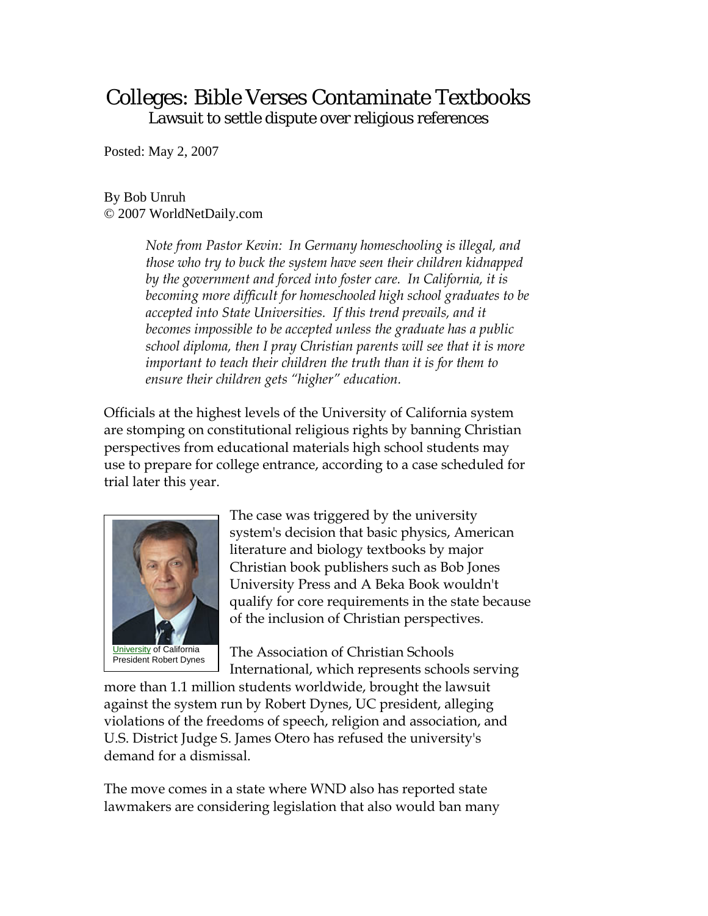# Colleges: Bible Verses Contaminate Textbooks

## Lawsuit to settle dispute over religious references

Posted: May 2, 2007

By Bob Unruh
© 2007 WorldNetDaily.com

> *Note from Pastor Kevin: In Germany homeschooling is illegal, and those who try to buck the system have seen their children kidnapped by the government and forced into foster care. In California, it is becoming more difficult for homeschooled high school graduates to be accepted into State Universities. If this trend prevails, and it becomes impossible to be accepted unless the graduate has a public school diploma, then I pray Christian parents will see that it is more important to teach their children the truth than it is for them to ensure their children gets "higher" education.*

Officials at the highest levels of the University of California system are stomping on constitutional religious rights by banning Christian perspectives from educational materials high school students may use to prepare for college entrance, according to a case scheduled for trial later this year.

University of California President Robert Dynes

The case was triggered by the university system's decision that basic physics, American literature and biology textbooks by major Christian book publishers such as Bob Jones University Press and A Beka Book wouldn't qualify for core requirements in the state because of the inclusion of Christian perspectives.

The Association of Christian Schools International, which represents schools serving more than 1.1 million students worldwide, brought the lawsuit against the system run by Robert Dynes, UC president, alleging violations of the freedoms of speech, religion and association, and U.S. District Judge S. James Otero has refused the university's demand for a dismissal.

The move comes in a state where WND also has reported state lawmakers are considering legislation that also would ban many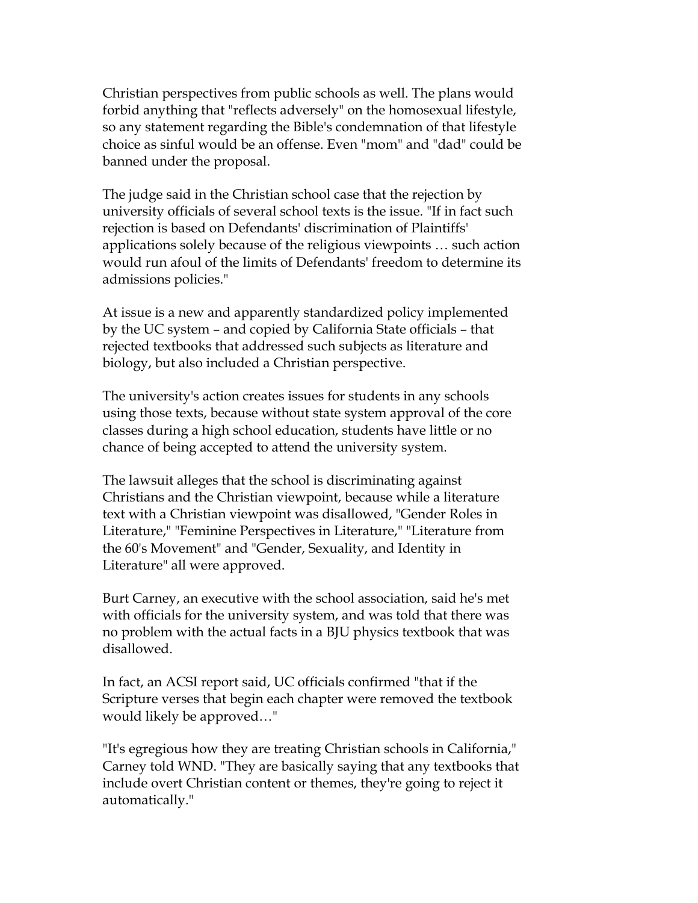Christian perspectives from public schools as well. The plans would forbid anything that "reflects adversely" on the homosexual lifestyle, so any statement regarding the Bible's condemnation of that lifestyle choice as sinful would be an offense. Even "mom" and "dad" could be banned under the proposal.

The judge said in the Christian school case that the rejection by university officials of several school texts is the issue. "If in fact such rejection is based on Defendants' discrimination of Plaintiffs' applications solely because of the religious viewpoints … such action would run afoul of the limits of Defendants' freedom to determine its admissions policies."

At issue is a new and apparently standardized policy implemented by the UC system – and copied by California State officials – that rejected textbooks that addressed such subjects as literature and biology, but also included a Christian perspective.

The university's action creates issues for students in any schools using those texts, because without state system approval of the core classes during a high school education, students have little or no chance of being accepted to attend the university system.

The lawsuit alleges that the school is discriminating against Christians and the Christian viewpoint, because while a literature text with a Christian viewpoint was disallowed, "Gender Roles in Literature," "Feminine Perspectives in Literature," "Literature from the 60's Movement" and "Gender, Sexuality, and Identity in Literature" all were approved.

Burt Carney, an executive with the school association, said he's met with officials for the university system, and was told that there was no problem with the actual facts in a BJU physics textbook that was disallowed.

In fact, an ACSI report said, UC officials confirmed "that if the Scripture verses that begin each chapter were removed the textbook would likely be approved…"

"It's egregious how they are treating Christian schools in California," Carney told WND. "They are basically saying that any textbooks that include overt Christian content or themes, they're going to reject it automatically."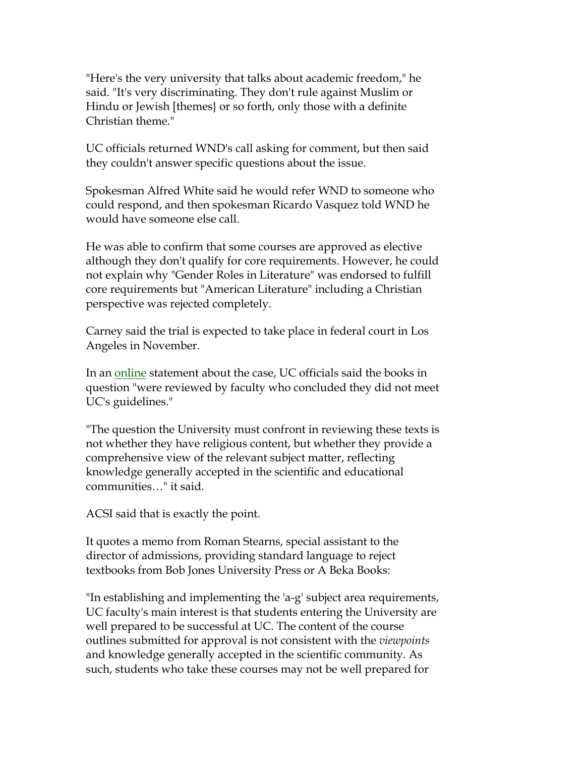"Here's the very university that talks about academic freedom," he said. "It's very discriminating. They don't rule against Muslim or Hindu or Jewish [themes} or so forth, only those with a definite Christian theme."

UC officials returned WND's call asking for comment, but then said they couldn't answer specific questions about the issue.

Spokesman Alfred White said he would refer WND to someone who could respond, and then spokesman Ricardo Vasquez told WND he would have someone else call.

He was able to confirm that some courses are approved as elective although they don't qualify for core requirements. However, he could not explain why "Gender Roles in Literature" was endorsed to fulfill core requirements but "American Literature" including a Christian perspective was rejected completely.

Carney said the trial is expected to take place in federal court in Los Angeles in November.

In an online statement about the case, UC officials said the books in question "were reviewed by faculty who concluded they did not meet UC's guidelines."

"The question the University must confront in reviewing these texts is not whether they have religious content, but whether they provide a comprehensive view of the relevant subject matter, reflecting knowledge generally accepted in the scientific and educational communities…" it said.

ACSI said that is exactly the point.

It quotes a memo from Roman Stearns, special assistant to the director of admissions, providing standard language to reject textbooks from Bob Jones University Press or A Beka Books:

"In establishing and implementing the 'a-g' subject area requirements, UC faculty's main interest is that students entering the University are well prepared to be successful at UC. The content of the course outlines submitted for approval is not consistent with the *viewpoints* and knowledge generally accepted in the scientific community. As such, students who take these courses may not be well prepared for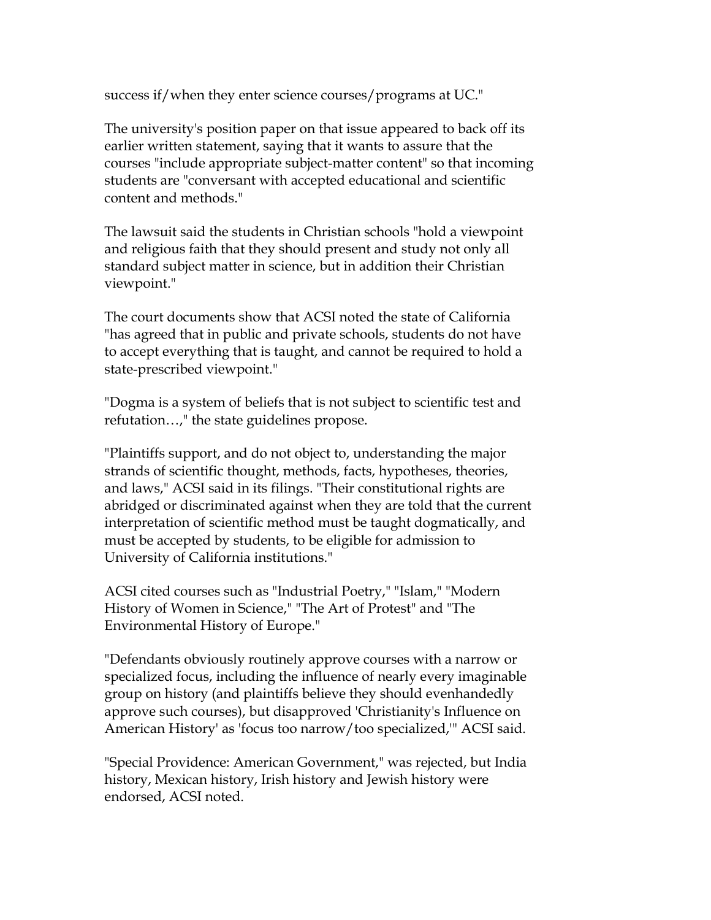success if/when they enter science courses/programs at UC."

The university's position paper on that issue appeared to back off its earlier written statement, saying that it wants to assure that the courses "include appropriate subject-matter content" so that incoming students are "conversant with accepted educational and scientific content and methods."

The lawsuit said the students in Christian schools "hold a viewpoint and religious faith that they should present and study not only all standard subject matter in science, but in addition their Christian viewpoint."

The court documents show that ACSI noted the state of California "has agreed that in public and private schools, students do not have to accept everything that is taught, and cannot be required to hold a state-prescribed viewpoint."

"Dogma is a system of beliefs that is not subject to scientific test and refutation…," the state guidelines propose.

"Plaintiffs support, and do not object to, understanding the major strands of scientific thought, methods, facts, hypotheses, theories, and laws," ACSI said in its filings. "Their constitutional rights are abridged or discriminated against when they are told that the current interpretation of scientific method must be taught dogmatically, and must be accepted by students, to be eligible for admission to University of California institutions."

ACSI cited courses such as "Industrial Poetry," "Islam," "Modern History of Women in Science," "The Art of Protest" and "The Environmental History of Europe."

"Defendants obviously routinely approve courses with a narrow or specialized focus, including the influence of nearly every imaginable group on history (and plaintiffs believe they should evenhandedly approve such courses), but disapproved 'Christianity's Influence on American History' as 'focus too narrow/too specialized,'" ACSI said.

"Special Providence: American Government," was rejected, but India history, Mexican history, Irish history and Jewish history were endorsed, ACSI noted.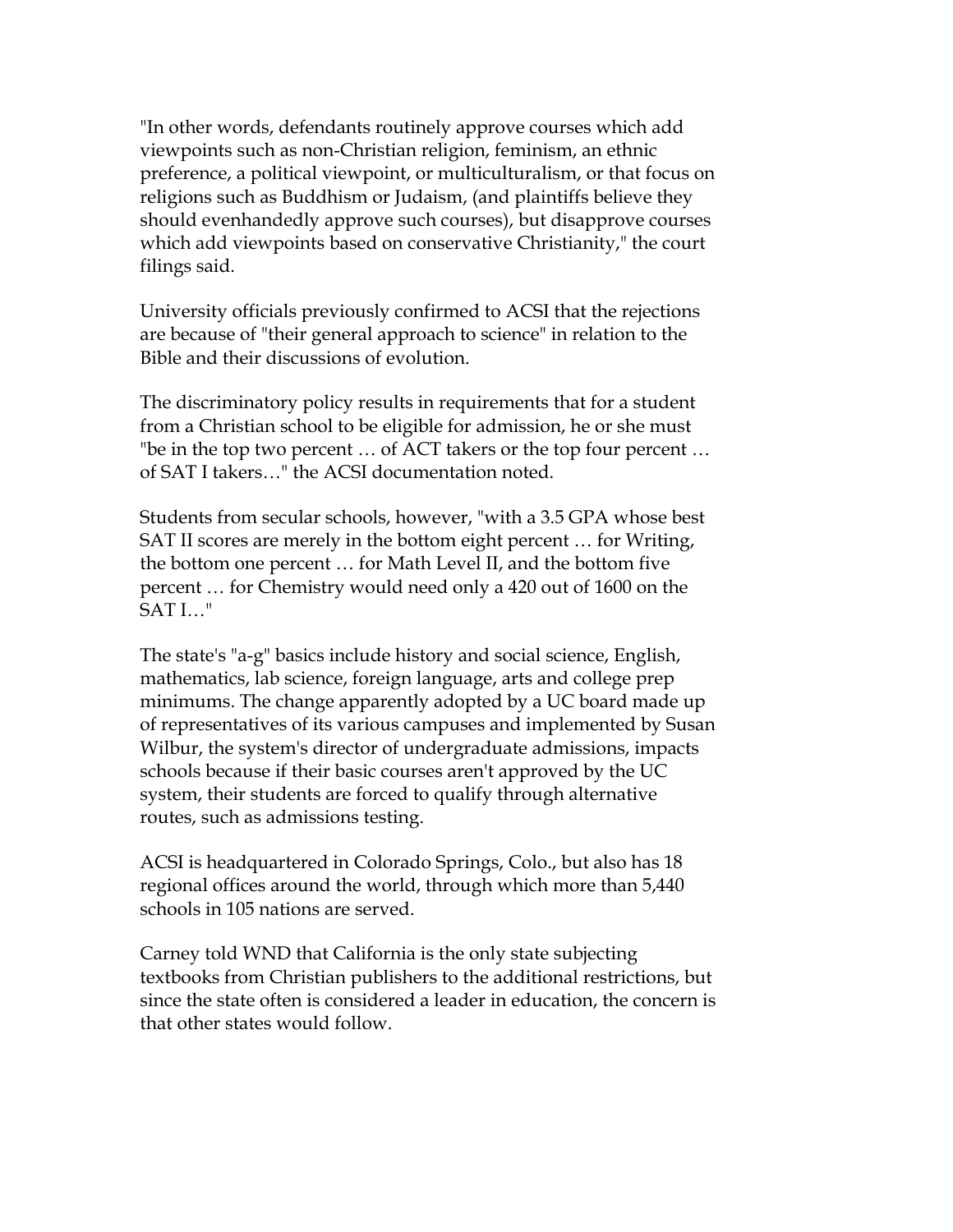"In other words, defendants routinely approve courses which add viewpoints such as non-Christian religion, feminism, an ethnic preference, a political viewpoint, or multiculturalism, or that focus on religions such as Buddhism or Judaism, (and plaintiffs believe they should evenhandedly approve such courses), but disapprove courses which add viewpoints based on conservative Christianity," the court filings said.

University officials previously confirmed to ACSI that the rejections are because of "their general approach to science" in relation to the Bible and their discussions of evolution.

The discriminatory policy results in requirements that for a student from a Christian school to be eligible for admission, he or she must "be in the top two percent … of ACT takers or the top four percent … of SAT I takers…" the ACSI documentation noted.

Students from secular schools, however, "with a 3.5 GPA whose best SAT II scores are merely in the bottom eight percent … for Writing, the bottom one percent … for Math Level II, and the bottom five percent … for Chemistry would need only a 420 out of 1600 on the SAT I…"

The state's "a-g" basics include history and social science, English, mathematics, lab science, foreign language, arts and college prep minimums. The change apparently adopted by a UC board made up of representatives of its various campuses and implemented by Susan Wilbur, the system's director of undergraduate admissions, impacts schools because if their basic courses aren't approved by the UC system, their students are forced to qualify through alternative routes, such as admissions testing.

ACSI is headquartered in Colorado Springs, Colo., but also has 18 regional offices around the world, through which more than 5,440 schools in 105 nations are served.

Carney told WND that California is the only state subjecting textbooks from Christian publishers to the additional restrictions, but since the state often is considered a leader in education, the concern is that other states would follow.